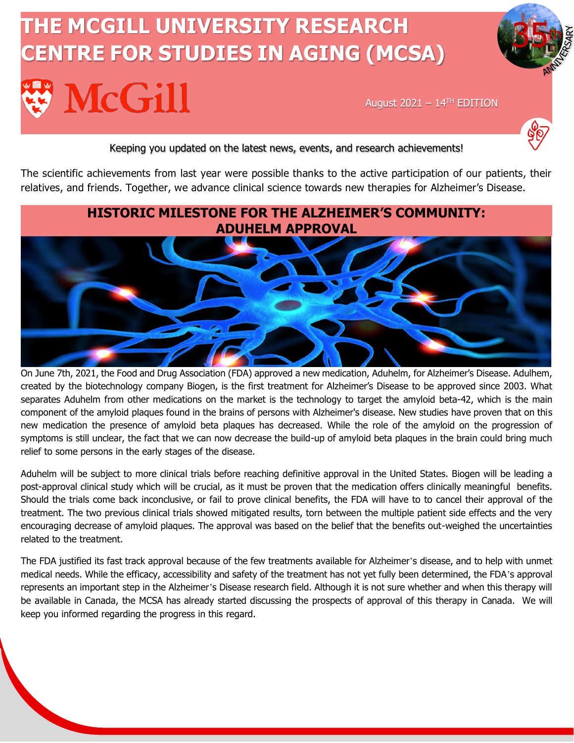# THE MCGILL UNIVERSITY RESEARCH CENTRE FOR STUDIES IN AGING (MCSA)

McGill

August 2021 – 14TH EDITION

Keeping you updated on the latest news, events, and research achievements!

The scientific achievements from last year were possible thanks to the active participation of our patients, their relatives, and friends. Together, we advance clinical science towards new therapies for Alzheimer's Disease.

## HISTORIC MILESTONE FOR THE ALZHEIMER'S COMMUNITY: ADUHELM APPROVAL

On June 7th, 2021, the Food and Drug Association (FDA) approved a new medication, Aduhelm, for Alzheimer's Disease. Adulhem, created by the biotechnology company Biogen, is the first treatment for Alzheimer's Disease to be approved since 2003. What separates Aduhelm from other medications on the market is the technology to target the amyloid beta-42, which is the main component of the amyloid plaques found in the brains of persons with Alzheimer's disease. New studies have proven that on this new medication the presence of amyloid beta plaques has decreased. While the role of the amyloid on the progression of symptoms is still unclear, the fact that we can now decrease the build-up of amyloid beta plaques in the brain could bring much relief to some persons in the early stages of the disease.

Aduhelm will be subject to more clinical trials before reaching definitive approval in the United States. Biogen will be leading a post-approval clinical study which will be crucial, as it must be proven that the medication offers clinically meaningful benefits. Should the trials come back inconclusive, or fail to prove clinical benefits, the FDA will have to to cancel their approval of the treatment. The two previous clinical trials showed mitigated results, torn between the multiple patient side effects and the very encouraging decrease of amyloid plaques. The approval was based on the belief that the benefits out-weighed the uncertainties related to the treatment.

The FDA justified its fast track approval because of the few treatments available for Alzheimer's disease, and to help with unmet medical needs. While the efficacy, accessibility and safety of the treatment has not yet fully been determined, the FDA's approval represents an important step in the Alzheimer's Disease research field. Although it is not sure whether and when this therapy will be available in Canada, the MCSA has already started discussing the prospects of approval of this therapy in Canada. We will keep you informed regarding the progress in this regard.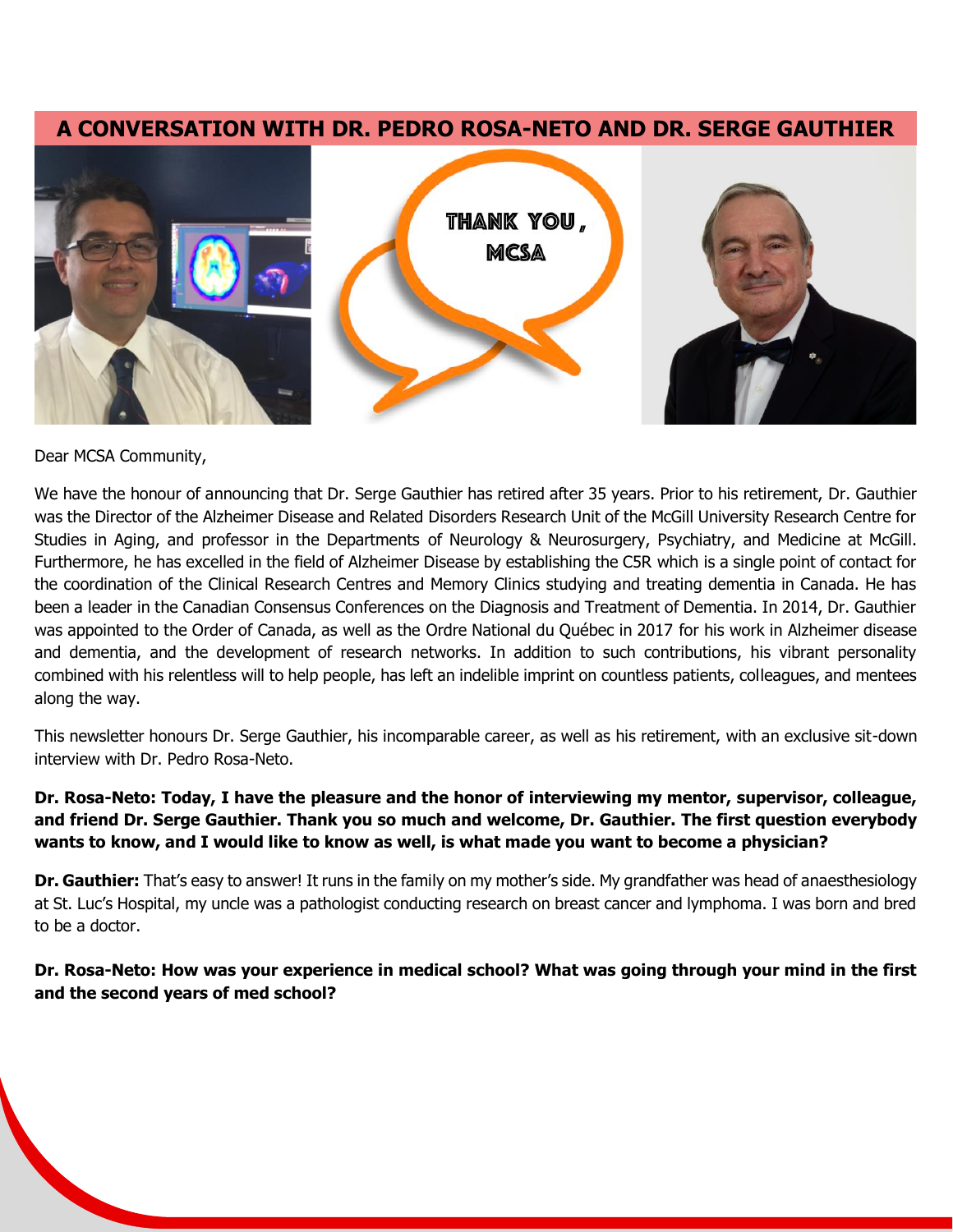# A CONVERSATION WITH DR. PEDRO ROSA-NETO AND DR. SERGE GAUTHIER

Dear MCSA Community,

We have the honour of announcing that Dr. Serge Gauthier has retired after 35 years. Prior to his retirement, Dr. Gauthier was the Director of the Alzheimer Disease and Related Disorders Research Unit of the McGill University Research Centre for Studies in Aging, and professor in the Departments of Neurology & Neurosurgery, Psychiatry, and Medicine at McGill. Furthermore, he has excelled in the field of Alzheimer Disease by establishing the C5R which is a single point of contact for the coordination of the Clinical Research Centres and Memory Clinics studying and treating dementia in Canada. He has been a leader in the Canadian Consensus Conferences on the Diagnosis and Treatment of Dementia. In 2014, Dr. Gauthier was appointed to the Order of Canada, as well as the Ordre National du Québec in 2017 for his work in Alzheimer disease and dementia, and the development of research networks. In addition to such contributions, his vibrant personality combined with his relentless will to help people, has left an indelible imprint on countless patients, colleagues, and mentees along the way.

This newsletter honours Dr. Serge Gauthier, his incomparable career, as well as his retirement, with an exclusive sit-down interview with Dr. Pedro Rosa-Neto.

**Dr. Rosa-Neto: Today, I have the pleasure and the honor of interviewing my mentor, supervisor, colleague, and friend Dr. Serge Gauthier. Thank you so much and welcome, Dr. Gauthier. The first question everybody wants to know, and I would like to know as well, is what made you want to become a physician?**

**Dr. Gauthier:** That's easy to answer! It runs in the family on my mother's side. My grandfather was head of anaesthesiology at St. Luc's Hospital, my uncle was a pathologist conducting research on breast cancer and lymphoma. I was born and bred to be a doctor.

**Dr. Rosa-Neto: How was your experience in medical school? What was going through your mind in the first and the second years of med school?**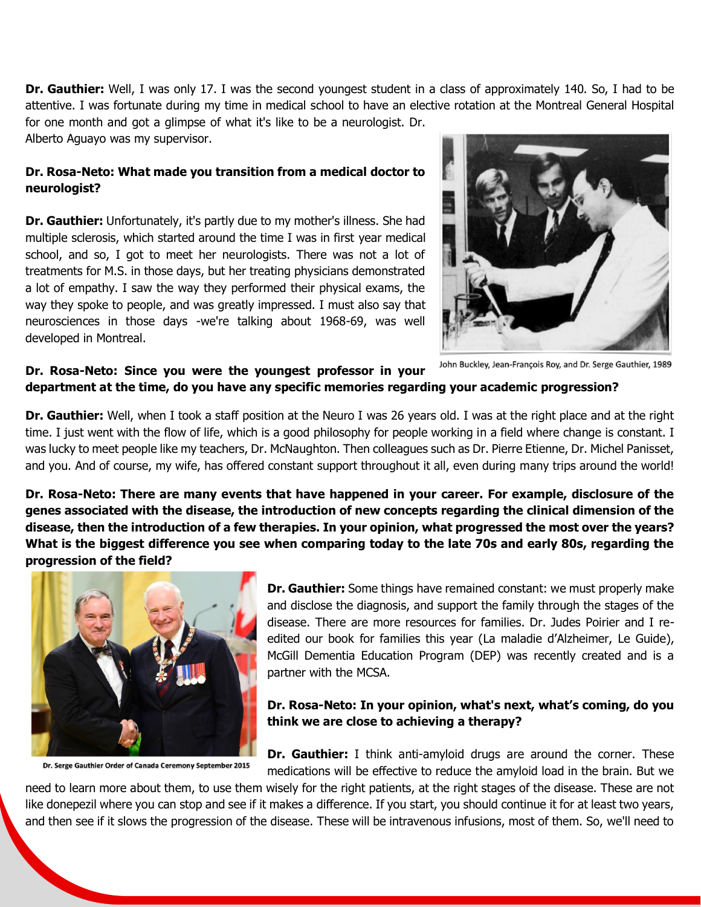**Dr. Gauthier:** Well, I was only 17. I was the second youngest student in a class of approximately 140. So, I had to be attentive. I was fortunate during my time in medical school to have an elective rotation at the Montreal General Hospital for one month and got a glimpse of what it's like to be a neurologist. Dr. Alberto Aguayo was my supervisor.

**Dr. Rosa-Neto: What made you transition from a medical doctor to neurologist?**

**Dr. Gauthier:** Unfortunately, it's partly due to my mother's illness. She had multiple sclerosis, which started around the time I was in first year medical school, and so, I got to meet her neurologists. There was not a lot of treatments for M.S. in those days, but her treating physicians demonstrated a lot of empathy. I saw the way they performed their physical exams, the way they spoke to people, and was greatly impressed. I must also say that neurosciences in those days -we're talking about 1968-69, was well developed in Montreal.

John Buckley, Jean-François Roy, and Dr. Serge Gauthier, 1989

**Dr. Rosa-Neto: Since you were the youngest professor in your department at the time, do you have any specific memories regarding your academic progression?**

**Dr. Gauthier:** Well, when I took a staff position at the Neuro I was 26 years old. I was at the right place and at the right time. I just went with the flow of life, which is a good philosophy for people working in a field where change is constant. I was lucky to meet people like my teachers, Dr. McNaughton. Then colleagues such as Dr. Pierre Etienne, Dr. Michel Panisset, and you. And of course, my wife, has offered constant support throughout it all, even during many trips around the world!

**Dr. Rosa-Neto: There are many events that have happened in your career. For example, disclosure of the genes associated with the disease, the introduction of new concepts regarding the clinical dimension of the disease, then the introduction of a few therapies. In your opinion, what progressed the most over the years? What is the biggest difference you see when comparing today to the late 70s and early 80s, regarding the progression of the field?**

Dr. Serge Gauthier Order of Canada Ceremony September 2015

**Dr. Gauthier:** Some things have remained constant: we must properly make and disclose the diagnosis, and support the family through the stages of the disease. There are more resources for families. Dr. Judes Poirier and I re-edited our book for families this year (La maladie d'Alzheimer, Le Guide), McGill Dementia Education Program (DEP) was recently created and is a partner with the MCSA.

**Dr. Rosa-Neto: In your opinion, what's next, what's coming, do you think we are close to achieving a therapy?**

**Dr. Gauthier:** I think anti-amyloid drugs are around the corner. These medications will be effective to reduce the amyloid load in the brain. But we need to learn more about them, to use them wisely for the right patients, at the right stages of the disease. These are not like donepezil where you can stop and see if it makes a difference. If you start, you should continue it for at least two years, and then see if it slows the progression of the disease. These will be intravenous infusions, most of them. So, we'll need to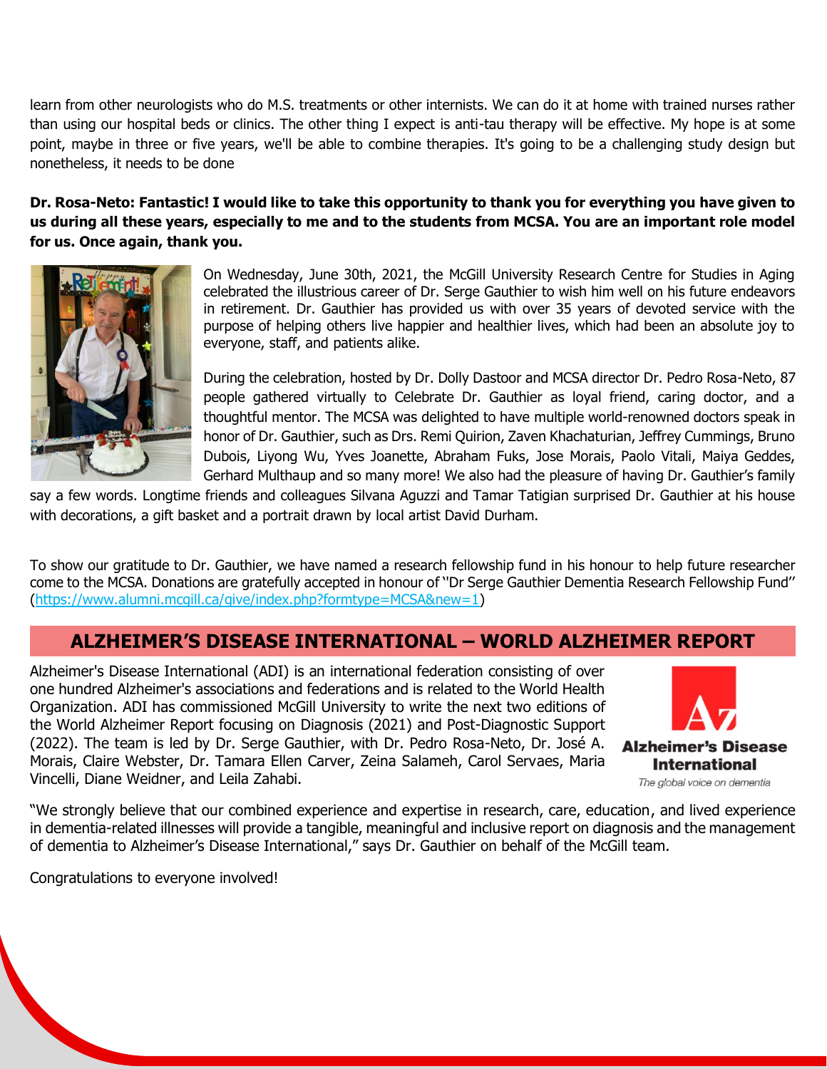learn from other neurologists who do M.S. treatments or other internists. We can do it at home with trained nurses rather than using our hospital beds or clinics. The other thing I expect is anti-tau therapy will be effective. My hope is at some point, maybe in three or five years, we'll be able to combine therapies. It's going to be a challenging study design but nonetheless, it needs to be done

**Dr. Rosa-Neto: Fantastic! I would like to take this opportunity to thank you for everything you have given to us during all these years, especially to me and to the students from MCSA. You are an important role model for us. Once again, thank you.**

On Wednesday, June 30th, 2021, the McGill University Research Centre for Studies in Aging celebrated the illustrious career of Dr. Serge Gauthier to wish him well on his future endeavors in retirement. Dr. Gauthier has provided us with over 35 years of devoted service with the purpose of helping others live happier and healthier lives, which had been an absolute joy to everyone, staff, and patients alike.

During the celebration, hosted by Dr. Dolly Dastoor and MCSA director Dr. Pedro Rosa-Neto, 87 people gathered virtually to Celebrate Dr. Gauthier as loyal friend, caring doctor, and a thoughtful mentor. The MCSA was delighted to have multiple world-renowned doctors speak in honor of Dr. Gauthier, such as Drs. Remi Quirion, Zaven Khachaturian, Jeffrey Cummings, Bruno Dubois, Liyong Wu, Yves Joanette, Abraham Fuks, Jose Morais, Paolo Vitali, Maiya Geddes, Gerhard Multhaup and so many more! We also had the pleasure of having Dr. Gauthier's family say a few words. Longtime friends and colleagues Silvana Aguzzi and Tamar Tatigian surprised Dr. Gauthier at his house with decorations, a gift basket and a portrait drawn by local artist David Durham.

To show our gratitude to Dr. Gauthier, we have named a research fellowship fund in his honour to help future researcher come to the MCSA. Donations are gratefully accepted in honour of ''Dr Serge Gauthier Dementia Research Fellowship Fund'' (https://www.alumni.mcgill.ca/give/index.php?formtype=MCSA&new=1)

## ALZHEIMER'S DISEASE INTERNATIONAL – WORLD ALZHEIMER REPORT

Alzheimer's Disease International (ADI) is an international federation consisting of over one hundred Alzheimer's associations and federations and is related to the World Health Organization. ADI has commissioned McGill University to write the next two editions of the World Alzheimer Report focusing on Diagnosis (2021) and Post-Diagnostic Support (2022). The team is led by Dr. Serge Gauthier, with Dr. Pedro Rosa-Neto, Dr. José A. Morais, Claire Webster, Dr. Tamara Ellen Carver, Zeina Salameh, Carol Servaes, Maria Vincelli, Diane Weidner, and Leila Zahabi.

"We strongly believe that our combined experience and expertise in research, care, education, and lived experience in dementia-related illnesses will provide a tangible, meaningful and inclusive report on diagnosis and the management of dementia to Alzheimer's Disease International," says Dr. Gauthier on behalf of the McGill team.

Congratulations to everyone involved!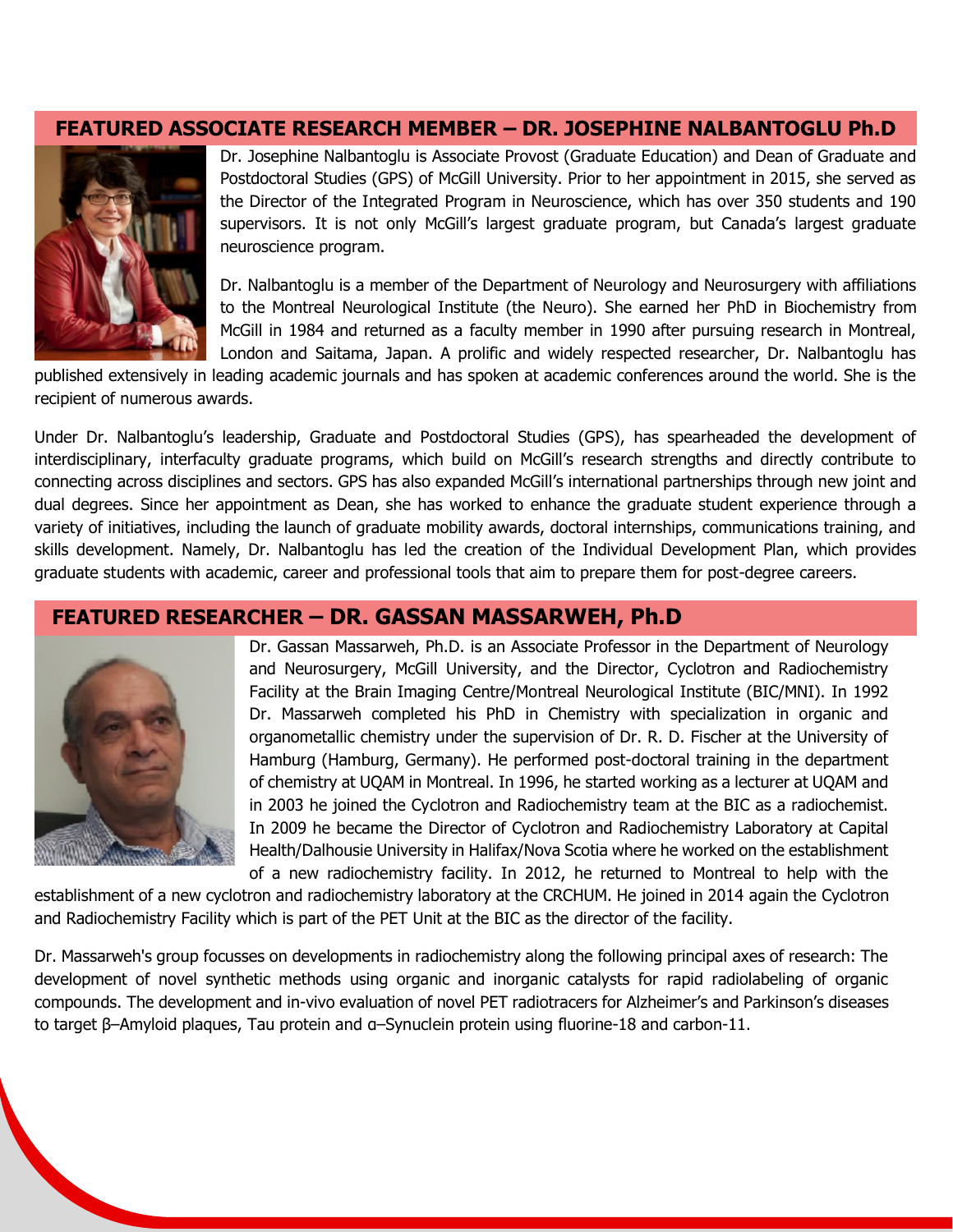## FEATURED ASSOCIATE RESEARCH MEMBER – DR. JOSEPHINE NALBANTOGLU Ph.D

Dr. Josephine Nalbantoglu is Associate Provost (Graduate Education) and Dean of Graduate and Postdoctoral Studies (GPS) of McGill University. Prior to her appointment in 2015, she served as the Director of the Integrated Program in Neuroscience, which has over 350 students and 190 supervisors. It is not only McGill's largest graduate program, but Canada's largest graduate neuroscience program.

Dr. Nalbantoglu is a member of the Department of Neurology and Neurosurgery with affiliations to the Montreal Neurological Institute (the Neuro). She earned her PhD in Biochemistry from McGill in 1984 and returned as a faculty member in 1990 after pursuing research in Montreal, London and Saitama, Japan. A prolific and widely respected researcher, Dr. Nalbantoglu has published extensively in leading academic journals and has spoken at academic conferences around the world. She is the recipient of numerous awards.

Under Dr. Nalbantoglu's leadership, Graduate and Postdoctoral Studies (GPS), has spearheaded the development of interdisciplinary, interfaculty graduate programs, which build on McGill's research strengths and directly contribute to connecting across disciplines and sectors. GPS has also expanded McGill's international partnerships through new joint and dual degrees. Since her appointment as Dean, she has worked to enhance the graduate student experience through a variety of initiatives, including the launch of graduate mobility awards, doctoral internships, communications training, and skills development. Namely, Dr. Nalbantoglu has led the creation of the Individual Development Plan, which provides graduate students with academic, career and professional tools that aim to prepare them for post-degree careers.

## FEATURED RESEARCHER – DR. GASSAN MASSARWEH, Ph.D

Dr. Gassan Massarweh, Ph.D. is an Associate Professor in the Department of Neurology and Neurosurgery, McGill University, and the Director, Cyclotron and Radiochemistry Facility at the Brain Imaging Centre/Montreal Neurological Institute (BIC/MNI). In 1992 Dr. Massarweh completed his PhD in Chemistry with specialization in organic and organometallic chemistry under the supervision of Dr. R. D. Fischer at the University of Hamburg (Hamburg, Germany). He performed post-doctoral training in the department of chemistry at UQAM in Montreal. In 1996, he started working as a lecturer at UQAM and in 2003 he joined the Cyclotron and Radiochemistry team at the BIC as a radiochemist. In 2009 he became the Director of Cyclotron and Radiochemistry Laboratory at Capital Health/Dalhousie University in Halifax/Nova Scotia where he worked on the establishment of a new radiochemistry facility. In 2012, he returned to Montreal to help with the establishment of a new cyclotron and radiochemistry laboratory at the CRCHUM. He joined in 2014 again the Cyclotron and Radiochemistry Facility which is part of the PET Unit at the BIC as the director of the facility.

Dr. Massarweh's group focusses on developments in radiochemistry along the following principal axes of research: The development of novel synthetic methods using organic and inorganic catalysts for rapid radiolabeling of organic compounds. The development and in-vivo evaluation of novel PET radiotracers for Alzheimer's and Parkinson's diseases to target β–Amyloid plaques, Tau protein and α–Synuclein protein using fluorine-18 and carbon-11.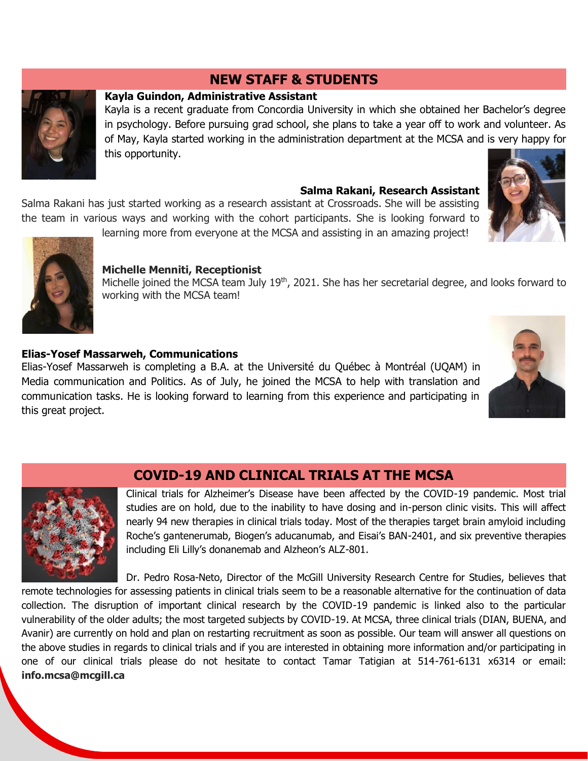## NEW STAFF & STUDENTS

**Kayla Guindon, Administrative Assistant**

Kayla is a recent graduate from Concordia University in which she obtained her Bachelor's degree in psychology. Before pursuing grad school, she plans to take a year off to work and volunteer. As of May, Kayla started working in the administration department at the MCSA and is very happy for this opportunity.

**Salma Rakani, Research Assistant**

Salma Rakani has just started working as a research assistant at Crossroads. She will be assisting the team in various ways and working with the cohort participants. She is looking forward to learning more from everyone at the MCSA and assisting in an amazing project!

**Michelle Menniti, Receptionist**

Michelle joined the MCSA team July 19th, 2021. She has her secretarial degree, and looks forward to working with the MCSA team!

**Elias-Yosef Massarweh, Communications**

Elias-Yosef Massarweh is completing a B.A. at the Université du Québec à Montréal (UQAM) in Media communication and Politics. As of July, he joined the MCSA to help with translation and communication tasks. He is looking forward to learning from this experience and participating in this great project.

## COVID-19 AND CLINICAL TRIALS AT THE MCSA

Clinical trials for Alzheimer's Disease have been affected by the COVID-19 pandemic. Most trial studies are on hold, due to the inability to have dosing and in-person clinic visits. This will affect nearly 94 new therapies in clinical trials today. Most of the therapies target brain amyloid including Roche's gantenerumab, Biogen's aducanumab, and Eisai's BAN-2401, and six preventive therapies including Eli Lilly's donanemab and Alzheon's ALZ-801.

Dr. Pedro Rosa-Neto, Director of the McGill University Research Centre for Studies, believes that remote technologies for assessing patients in clinical trials seem to be a reasonable alternative for the continuation of data collection. The disruption of important clinical research by the COVID-19 pandemic is linked also to the particular vulnerability of the older adults; the most targeted subjects by COVID-19. At MCSA, three clinical trials (DIAN, BUENA, and Avanir) are currently on hold and plan on restarting recruitment as soon as possible. Our team will answer all questions on the above studies in regards to clinical trials and if you are interested in obtaining more information and/or participating in one of our clinical trials please do not hesitate to contact Tamar Tatigian at 514-761-6131 x6314 or email: **info.mcsa@mcgill.ca**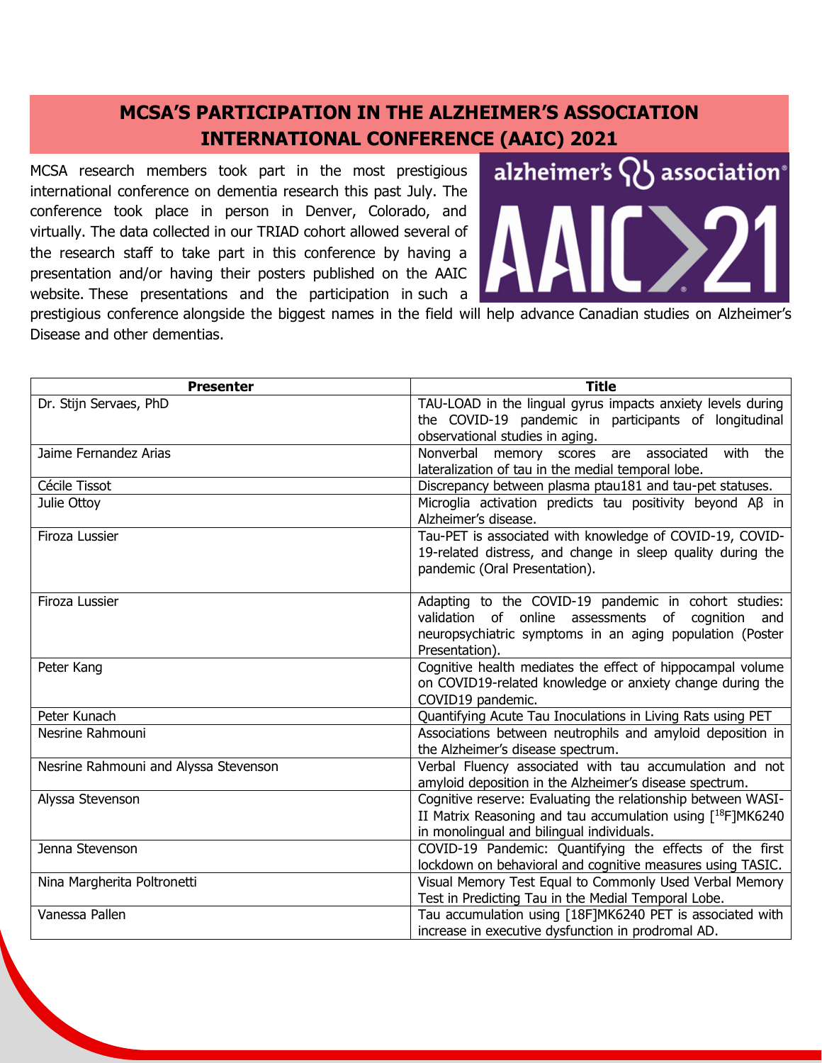## MCSA'S PARTICIPATION IN THE ALZHEIMER'S ASSOCIATION INTERNATIONAL CONFERENCE (AAIC) 2021

MCSA research members took part in the most prestigious international conference on dementia research this past July. The conference took place in person in Denver, Colorado, and virtually. The data collected in our TRIAD cohort allowed several of the research staff to take part in this conference by having a presentation and/or having their posters published on the AAIC website. These presentations and the participation in such a prestigious conference alongside the biggest names in the field will help advance Canadian studies on Alzheimer's Disease and other dementias.

| Presenter | Title |
|---|---|
| Dr. Stijn Servaes, PhD | TAU-LOAD in the lingual gyrus impacts anxiety levels during the COVID-19 pandemic in participants of longitudinal observational studies in aging. |
| Jaime Fernandez Arias | Nonverbal memory scores are associated with the lateralization of tau in the medial temporal lobe. |
| Cécile Tissot | Discrepancy between plasma ptau181 and tau-pet statuses. |
| Julie Ottoy | Microglia activation predicts tau positivity beyond Aβ in Alzheimer's disease. |
| Firoza Lussier | Tau-PET is associated with knowledge of COVID-19, COVID-19-related distress, and change in sleep quality during the pandemic (Oral Presentation). |
| Firoza Lussier | Adapting to the COVID-19 pandemic in cohort studies: validation of online assessments of cognition and neuropsychiatric symptoms in an aging population (Poster Presentation). |
| Peter Kang | Cognitive health mediates the effect of hippocampal volume on COVID19-related knowledge or anxiety change during the COVID19 pandemic. |
| Peter Kunach | Quantifying Acute Tau Inoculations in Living Rats using PET |
| Nesrine Rahmouni | Associations between neutrophils and amyloid deposition in the Alzheimer's disease spectrum. |
| Nesrine Rahmouni and Alyssa Stevenson | Verbal Fluency associated with tau accumulation and not amyloid deposition in the Alzheimer's disease spectrum. |
| Alyssa Stevenson | Cognitive reserve: Evaluating the relationship between WASI-II Matrix Reasoning and tau accumulation using [$^{18}$F]MK6240 in monolingual and bilingual individuals. |
| Jenna Stevenson | COVID-19 Pandemic: Quantifying the effects of the first lockdown on behavioral and cognitive measures using TASIC. |
| Nina Margherita Poltronetti | Visual Memory Test Equal to Commonly Used Verbal Memory Test in Predicting Tau in the Medial Temporal Lobe. |
| Vanessa Pallen | Tau accumulation using [18F]MK6240 PET is associated with increase in executive dysfunction in prodromal AD. |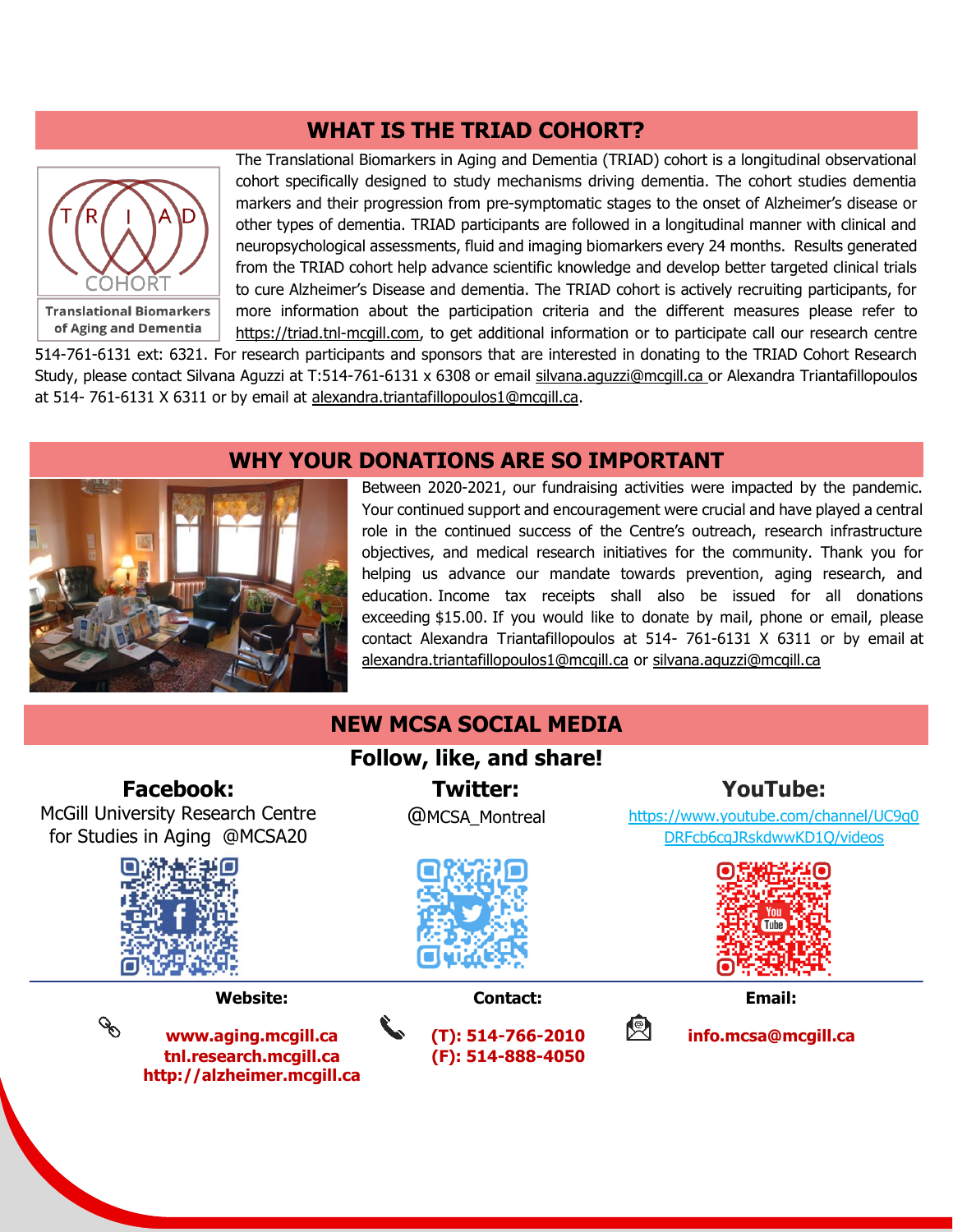## WHAT IS THE TRIAD COHORT?

TRIAD COHORT

Translational Biomarkers of Aging and Dementia

The Translational Biomarkers in Aging and Dementia (TRIAD) cohort is a longitudinal observational cohort specifically designed to study mechanisms driving dementia. The cohort studies dementia markers and their progression from pre-symptomatic stages to the onset of Alzheimer's disease or other types of dementia. TRIAD participants are followed in a longitudinal manner with clinical and neuropsychological assessments, fluid and imaging biomarkers every 24 months. Results generated from the TRIAD cohort help advance scientific knowledge and develop better targeted clinical trials to cure Alzheimer's Disease and dementia. The TRIAD cohort is actively recruiting participants, for more information about the participation criteria and the different measures please refer to https://triad.tnl-mcgill.com, to get additional information or to participate call our research centre 514-761-6131 ext: 6321. For research participants and sponsors that are interested in donating to the TRIAD Cohort Research Study, please contact Silvana Aguzzi at T:514-761-6131 x 6308 or email silvana.aguzzi@mcgill.ca or Alexandra Triantafillopoulos at 514- 761-6131 X 6311 or by email at alexandra.triantafillopoulos1@mcgill.ca.

## WHY YOUR DONATIONS ARE SO IMPORTANT

Between 2020-2021, our fundraising activities were impacted by the pandemic. Your continued support and encouragement were crucial and have played a central role in the continued success of the Centre's outreach, research infrastructure objectives, and medical research initiatives for the community. Thank you for helping us advance our mandate towards prevention, aging research, and education. Income tax receipts shall also be issued for all donations exceeding $15.00. If you would like to donate by mail, phone or email, please contact Alexandra Triantafillopoulos at 514- 761-6131 X 6311 or by email at alexandra.triantafillopoulos1@mcgill.ca or silvana.aguzzi@mcgill.ca

## NEW MCSA SOCIAL MEDIA

**Follow, like, and share!**

**Facebook:**
McGill University Research Centre for Studies in Aging @MCSA20

**Twitter:**
@MCSA_Montreal

**YouTube:**
https://www.youtube.com/channel/UC9q0DRFcb6cqJRskdwwKD1Q/videos

**Website:**
**www.aging.mcgill.ca**
**tnl.research.mcgill.ca**
**http://alzheimer.mcgill.ca**

**Contact:**
**(T): 514-766-2010**
**(F): 514-888-4050**

**Email:**
**info.mcsa@mcgill.ca**